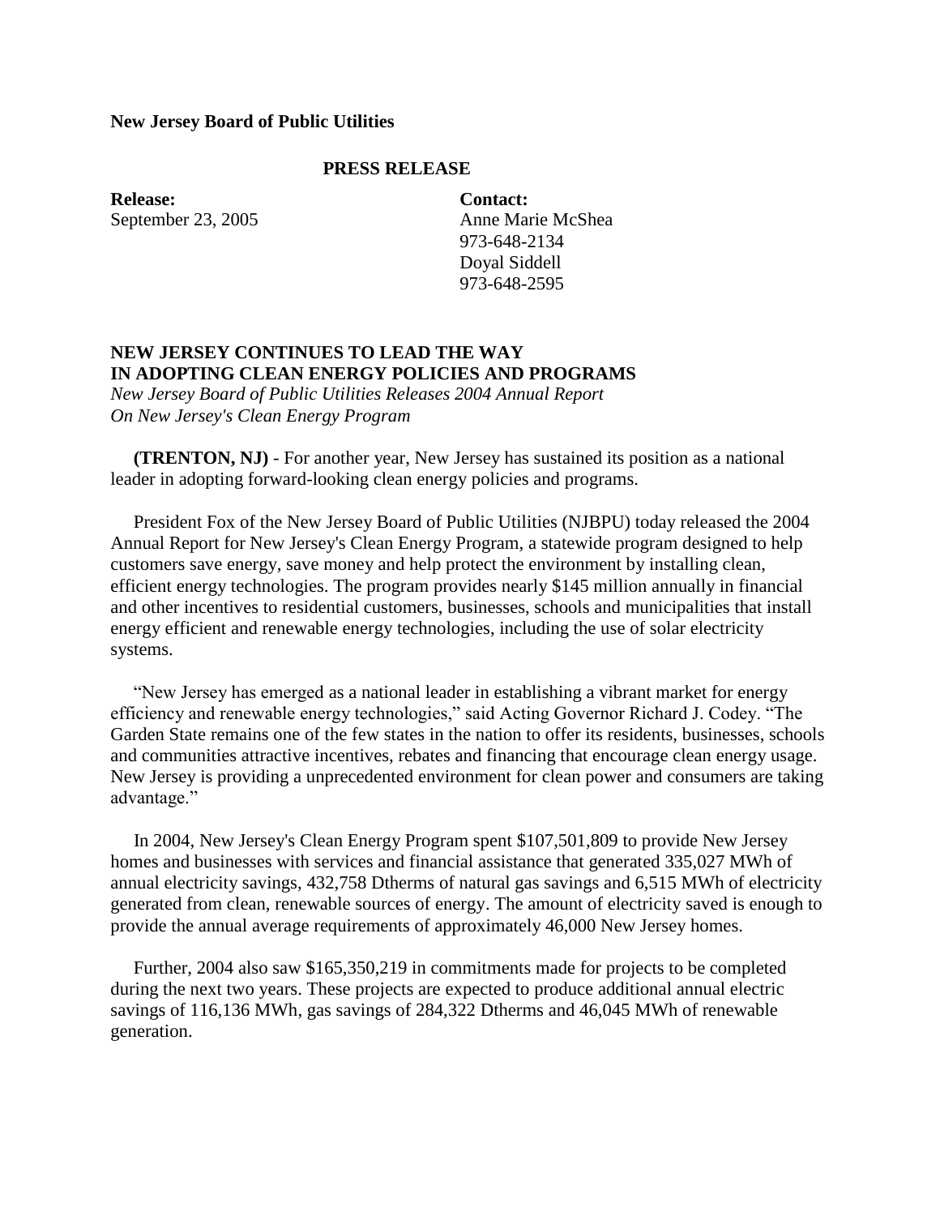**New Jersey Board of Public Utilities**

**PRESS RELEASE**

**Release:**
September 23, 2005

**Contact:**
Anne Marie McShea
973-648-2134
Doyal Siddell
973-648-2595

## NEW JERSEY CONTINUES TO LEAD THE WAY IN ADOPTING CLEAN ENERGY POLICIES AND PROGRAMS

*New Jersey Board of Public Utilities Releases 2004 Annual Report On New Jersey's Clean Energy Program*

**(TRENTON, NJ)** - For another year, New Jersey has sustained its position as a national leader in adopting forward-looking clean energy policies and programs.

President Fox of the New Jersey Board of Public Utilities (NJBPU) today released the 2004 Annual Report for New Jersey's Clean Energy Program, a statewide program designed to help customers save energy, save money and help protect the environment by installing clean, efficient energy technologies. The program provides nearly $145 million annually in financial and other incentives to residential customers, businesses, schools and municipalities that install energy efficient and renewable energy technologies, including the use of solar electricity systems.

"New Jersey has emerged as a national leader in establishing a vibrant market for energy efficiency and renewable energy technologies," said Acting Governor Richard J. Codey. "The Garden State remains one of the few states in the nation to offer its residents, businesses, schools and communities attractive incentives, rebates and financing that encourage clean energy usage. New Jersey is providing a unprecedented environment for clean power and consumers are taking advantage."

In 2004, New Jersey's Clean Energy Program spent $107,501,809 to provide New Jersey homes and businesses with services and financial assistance that generated 335,027 MWh of annual electricity savings, 432,758 Dtherms of natural gas savings and 6,515 MWh of electricity generated from clean, renewable sources of energy. The amount of electricity saved is enough to provide the annual average requirements of approximately 46,000 New Jersey homes.

Further, 2004 also saw $165,350,219 in commitments made for projects to be completed during the next two years. These projects are expected to produce additional annual electric savings of 116,136 MWh, gas savings of 284,322 Dtherms and 46,045 MWh of renewable generation.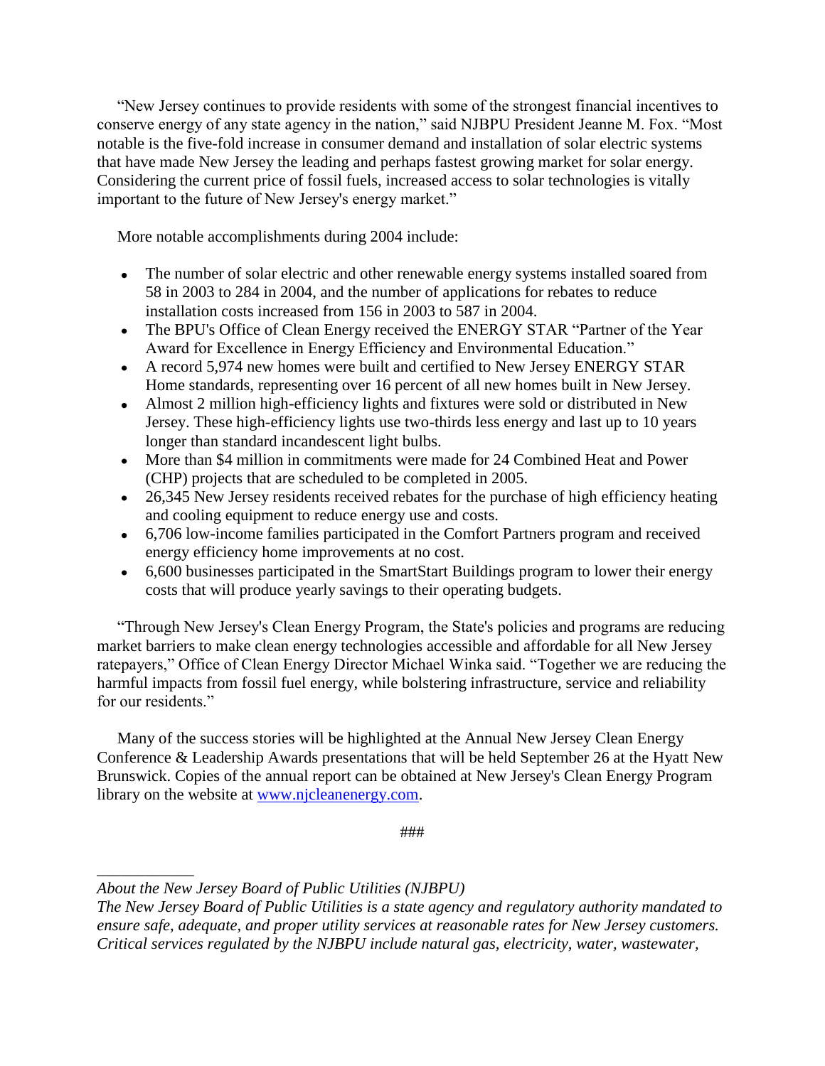"New Jersey continues to provide residents with some of the strongest financial incentives to conserve energy of any state agency in the nation," said NJBPU President Jeanne M. Fox. "Most notable is the five-fold increase in consumer demand and installation of solar electric systems that have made New Jersey the leading and perhaps fastest growing market for solar energy. Considering the current price of fossil fuels, increased access to solar technologies is vitally important to the future of New Jersey's energy market."

More notable accomplishments during 2004 include:

- The number of solar electric and other renewable energy systems installed soared from 58 in 2003 to 284 in 2004, and the number of applications for rebates to reduce installation costs increased from 156 in 2003 to 587 in 2004.
- The BPU's Office of Clean Energy received the ENERGY STAR "Partner of the Year Award for Excellence in Energy Efficiency and Environmental Education."
- A record 5,974 new homes were built and certified to New Jersey ENERGY STAR Home standards, representing over 16 percent of all new homes built in New Jersey.
- Almost 2 million high-efficiency lights and fixtures were sold or distributed in New Jersey. These high-efficiency lights use two-thirds less energy and last up to 10 years longer than standard incandescent light bulbs.
- More than $4 million in commitments were made for 24 Combined Heat and Power (CHP) projects that are scheduled to be completed in 2005.
- 26,345 New Jersey residents received rebates for the purchase of high efficiency heating and cooling equipment to reduce energy use and costs.
- 6,706 low-income families participated in the Comfort Partners program and received energy efficiency home improvements at no cost.
- 6,600 businesses participated in the SmartStart Buildings program to lower their energy costs that will produce yearly savings to their operating budgets.

"Through New Jersey's Clean Energy Program, the State's policies and programs are reducing market barriers to make clean energy technologies accessible and affordable for all New Jersey ratepayers," Office of Clean Energy Director Michael Winka said. "Together we are reducing the harmful impacts from fossil fuel energy, while bolstering infrastructure, service and reliability for our residents."

Many of the success stories will be highlighted at the Annual New Jersey Clean Energy Conference & Leadership Awards presentations that will be held September 26 at the Hyatt New Brunswick. Copies of the annual report can be obtained at New Jersey's Clean Energy Program library on the website at [www.njcleanenergy.com](http://www.njcleanenergy.com).

###

---

*About the New Jersey Board of Public Utilities (NJBPU)*
*The New Jersey Board of Public Utilities is a state agency and regulatory authority mandated to ensure safe, adequate, and proper utility services at reasonable rates for New Jersey customers. Critical services regulated by the NJBPU include natural gas, electricity, water, wastewater,*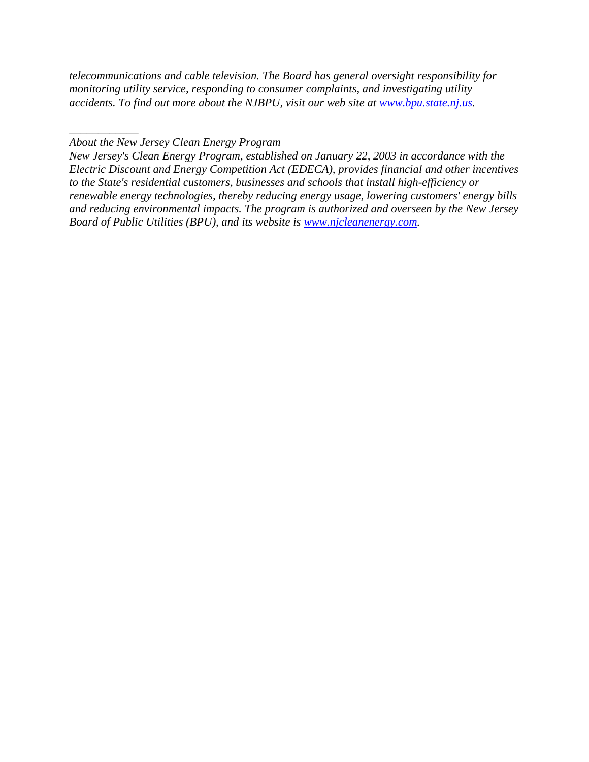*telecommunications and cable television. The Board has general oversight responsibility for monitoring utility service, responding to consumer complaints, and investigating utility accidents. To find out more about the NJBPU, visit our web site at [www.bpu.state.nj.us](http://www.bpu.state.nj.us).*

___________

*About the New Jersey Clean Energy Program*

*New Jersey's Clean Energy Program, established on January 22, 2003 in accordance with the Electric Discount and Energy Competition Act (EDECA), provides financial and other incentives to the State's residential customers, businesses and schools that install high-efficiency or renewable energy technologies, thereby reducing energy usage, lowering customers' energy bills and reducing environmental impacts. The program is authorized and overseen by the New Jersey Board of Public Utilities (BPU), and its website is [www.njcleanenergy.com](http://www.njcleanenergy.com).*